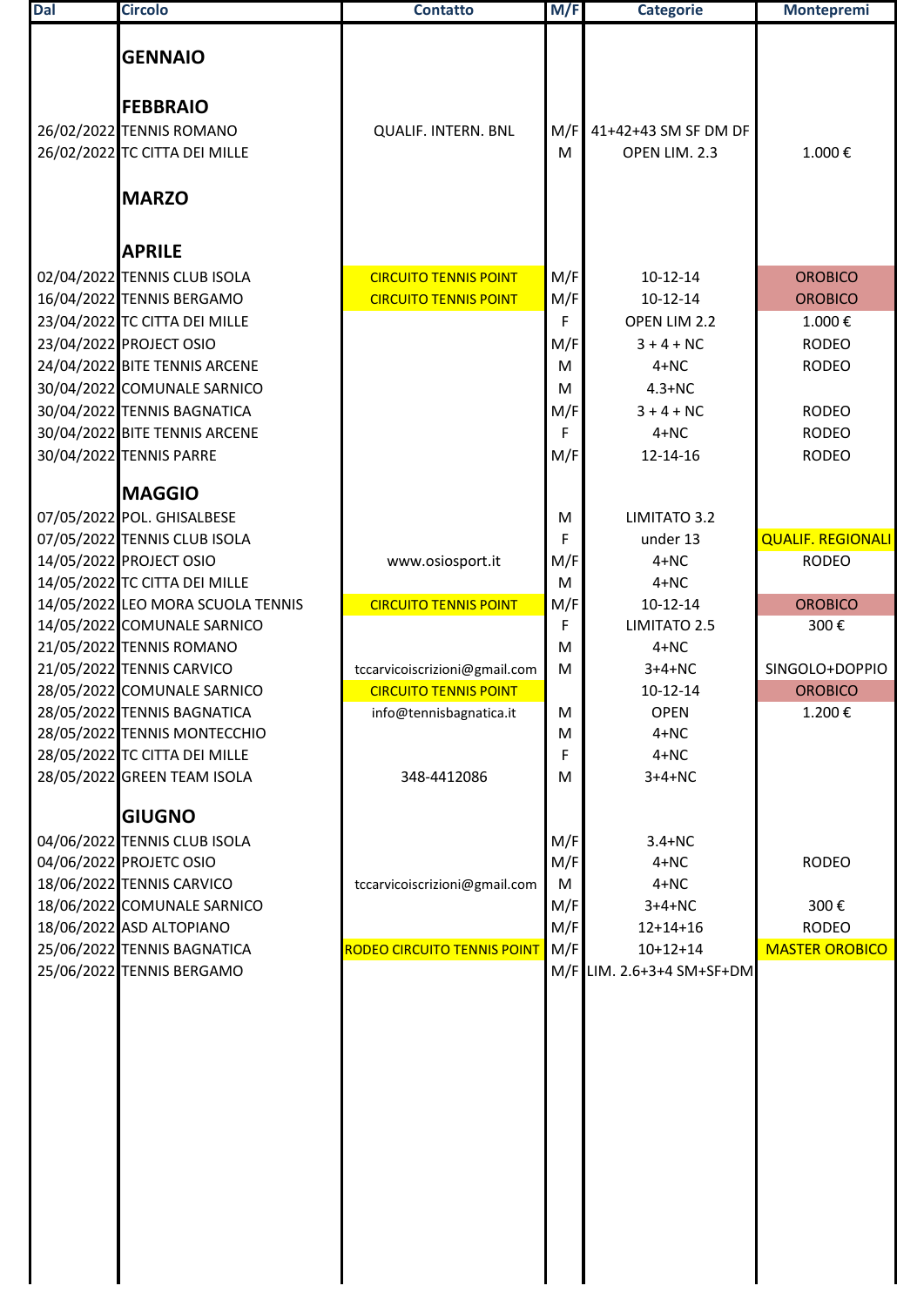| Dal | Circolo | Contatto | M/F | Categorie | Montepremi |
|---|---|---|---|---|---|
| | **GENNAIO** | | | | |
| | **FEBBRAIO** | | | | |
| 26/02/2022 | TENNIS ROMANO | QUALIF. INTERN. BNL | M/F | 41+42+43 SM SF DM DF | |
| 26/02/2022 | TC CITTA DEI MILLE | | M | OPEN LIM. 2.3 | 1.000 € |
| | **MARZO** | | | | |
| | **APRILE** | | | | |
| 02/04/2022 | TENNIS CLUB ISOLA | CIRCUITO TENNIS POINT | M/F | 10-12-14 | OROBICO |
| 16/04/2022 | TENNIS BERGAMO | CIRCUITO TENNIS POINT | M/F | 10-12-14 | OROBICO |
| 23/04/2022 | TC CITTA DEI MILLE | | F | OPEN LIM 2.2 | 1.000 € |
| 23/04/2022 | PROJECT OSIO | | M/F | 3 + 4 + NC | RODEO |
| 24/04/2022 | BITE TENNIS ARCENE | | M | 4+NC | RODEO |
| 30/04/2022 | COMUNALE SARNICO | | M | 4.3+NC | |
| 30/04/2022 | TENNIS BAGNATICA | | M/F | 3 + 4 + NC | RODEO |
| 30/04/2022 | BITE TENNIS ARCENE | | F | 4+NC | RODEO |
| 30/04/2022 | TENNIS PARRE | | M/F | 12-14-16 | RODEO |
| | **MAGGIO** | | | | |
| 07/05/2022 | POL. GHISALBESE | | M | LIMITATO 3.2 | |
| 07/05/2022 | TENNIS CLUB ISOLA | | F | under 13 | QUALIF. REGIONALI |
| 14/05/2022 | PROJECT OSIO | www.osiosport.it | M/F | 4+NC | RODEO |
| 14/05/2022 | TC CITTA DEI MILLE | | M | 4+NC | |
| 14/05/2022 | LEO MORA SCUOLA TENNIS | CIRCUITO TENNIS POINT | M/F | 10-12-14 | OROBICO |
| 14/05/2022 | COMUNALE SARNICO | | F | LIMITATO 2.5 | 300 € |
| 21/05/2022 | TENNIS ROMANO | | M | 4+NC | |
| 21/05/2022 | TENNIS CARVICO | tccarvicoiscrizioni@gmail.com | M | 3+4+NC | SINGOLO+DOPPIO |
| 28/05/2022 | COMUNALE SARNICO | CIRCUITO TENNIS POINT | | 10-12-14 | OROBICO |
| 28/05/2022 | TENNIS BAGNATICA | info@tennisbagnatica.it | M | OPEN | 1.200 € |
| 28/05/2022 | TENNIS MONTECCHIO | | M | 4+NC | |
| 28/05/2022 | TC CITTA DEI MILLE | | F | 4+NC | |
| 28/05/2022 | GREEN TEAM ISOLA | 348-4412086 | M | 3+4+NC | |
| | **GIUGNO** | | | | |
| 04/06/2022 | TENNIS CLUB ISOLA | | M/F | 3.4+NC | |
| 04/06/2022 | PROJETC OSIO | | M/F | 4+NC | RODEO |
| 18/06/2022 | TENNIS CARVICO | tccarvicoiscrizioni@gmail.com | M | 4+NC | |
| 18/06/2022 | COMUNALE SARNICO | | M/F | 3+4+NC | 300 € |
| 18/06/2022 | ASD ALTOPIANO | | M/F | 12+14+16 | RODEO |
| 25/06/2022 | TENNIS BAGNATICA | RODEO CIRCUITO TENNIS POINT | M/F | 10+12+14 | MASTER OROBICO |
| 25/06/2022 | TENNIS BERGAMO | | M/F | LIM. 2.6+3+4 SM+SF+DM | |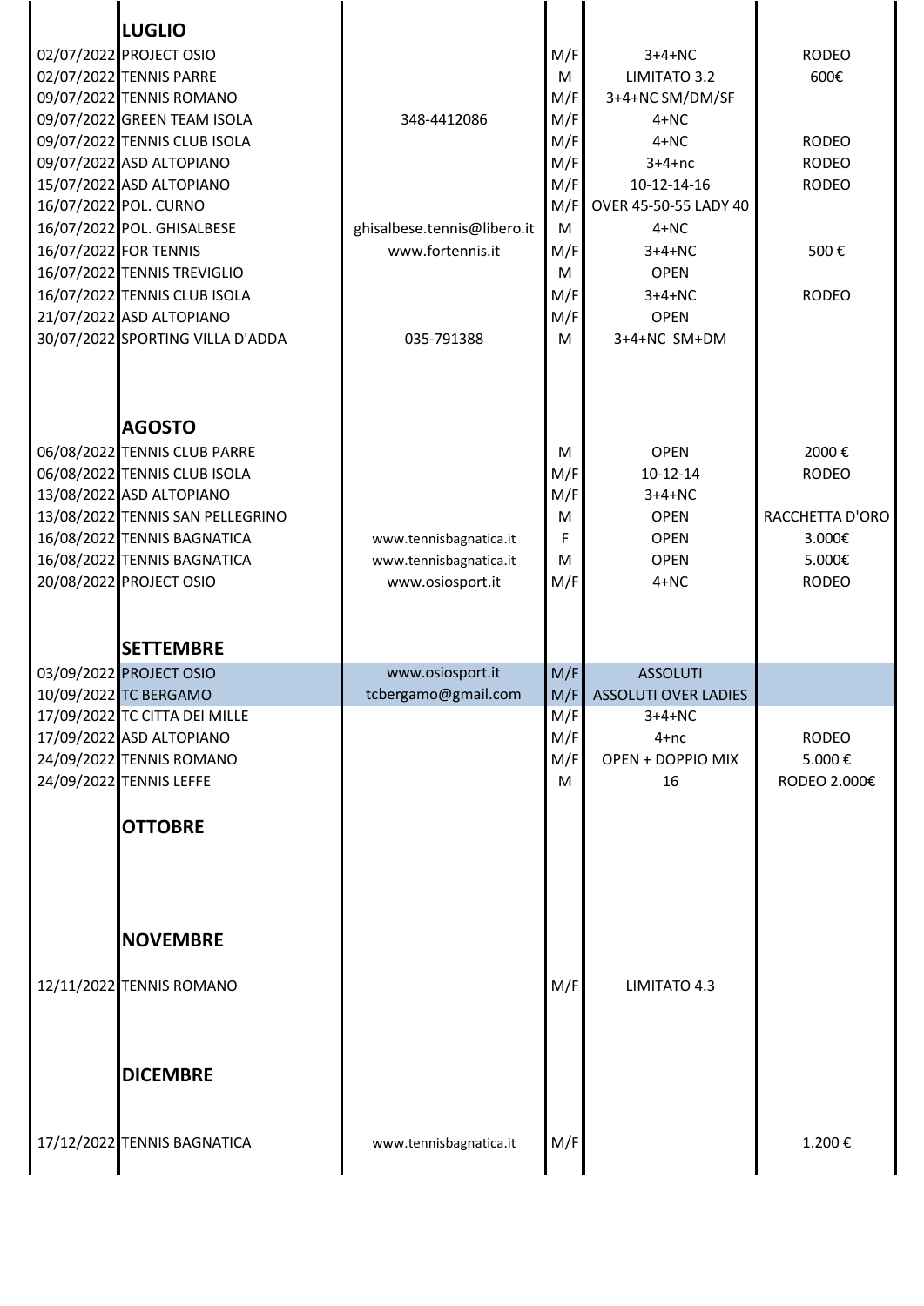| | | | | | |
|---|---|---|---|---|---|
| | **LUGLIO** | | | | |
| 02/07/2022 | PROJECT OSIO | | M/F | 3+4+NC | RODEO |
| 02/07/2022 | TENNIS PARRE | | M | LIMITATO 3.2 | 600€ |
| 09/07/2022 | TENNIS ROMANO | | M/F | 3+4+NC SM/DM/SF | |
| 09/07/2022 | GREEN TEAM ISOLA | 348-4412086 | M/F | 4+NC | |
| 09/07/2022 | TENNIS CLUB ISOLA | | M/F | 4+NC | RODEO |
| 09/07/2022 | ASD ALTOPIANO | | M/F | 3+4+nc | RODEO |
| 15/07/2022 | ASD ALTOPIANO | | M/F | 10-12-14-16 | RODEO |
| 16/07/2022 | POL. CURNO | | M/F | OVER 45-50-55 LADY 40 | |
| 16/07/2022 | POL. GHISALBESE | ghisalbese.tennis@libero.it | M | 4+NC | |
| 16/07/2022 | FOR TENNIS | www.fortennis.it | M/F | 3+4+NC | 500 € |
| 16/07/2022 | TENNIS TREVIGLIO | | M | OPEN | |
| 16/07/2022 | TENNIS CLUB ISOLA | | M/F | 3+4+NC | RODEO |
| 21/07/2022 | ASD ALTOPIANO | | M/F | OPEN | |
| 30/07/2022 | SPORTING VILLA D'ADDA | 035-791388 | M | 3+4+NC SM+DM | |
| | **AGOSTO** | | | | |
| 06/08/2022 | TENNIS CLUB PARRE | | M | OPEN | 2000 € |
| 06/08/2022 | TENNIS CLUB ISOLA | | M/F | 10-12-14 | RODEO |
| 13/08/2022 | ASD ALTOPIANO | | M/F | 3+4+NC | |
| 13/08/2022 | TENNIS SAN PELLEGRINO | | M | OPEN | RACCHETTA D'ORO |
| 16/08/2022 | TENNIS BAGNATICA | www.tennisbagnatica.it | F | OPEN | 3.000€ |
| 16/08/2022 | TENNIS BAGNATICA | www.tennisbagnatica.it | M | OPEN | 5.000€ |
| 20/08/2022 | PROJECT OSIO | www.osiosport.it | M/F | 4+NC | RODEO |
| | **SETTEMBRE** | | | | |
| 03/09/2022 | PROJECT OSIO | www.osiosport.it | M/F | ASSOLUTI | |
| 10/09/2022 | TC BERGAMO | tcbergamo@gmail.com | M/F | ASSOLUTI OVER LADIES | |
| 17/09/2022 | TC CITTA DEI MILLE | | M/F | 3+4+NC | |
| 17/09/2022 | ASD ALTOPIANO | | M/F | 4+nc | RODEO |
| 24/09/2022 | TENNIS ROMANO | | M/F | OPEN + DOPPIO MIX | 5.000 € |
| 24/09/2022 | TENNIS LEFFE | | M | 16 | RODEO 2.000€ |
| | **OTTOBRE** | | | | |
| | **NOVEMBRE** | | | | |
| 12/11/2022 | TENNIS ROMANO | | M/F | LIMITATO 4.3 | |
| | **DICEMBRE** | | | | |
| 17/12/2022 | TENNIS BAGNATICA | www.tennisbagnatica.it | M/F | | 1.200 € |